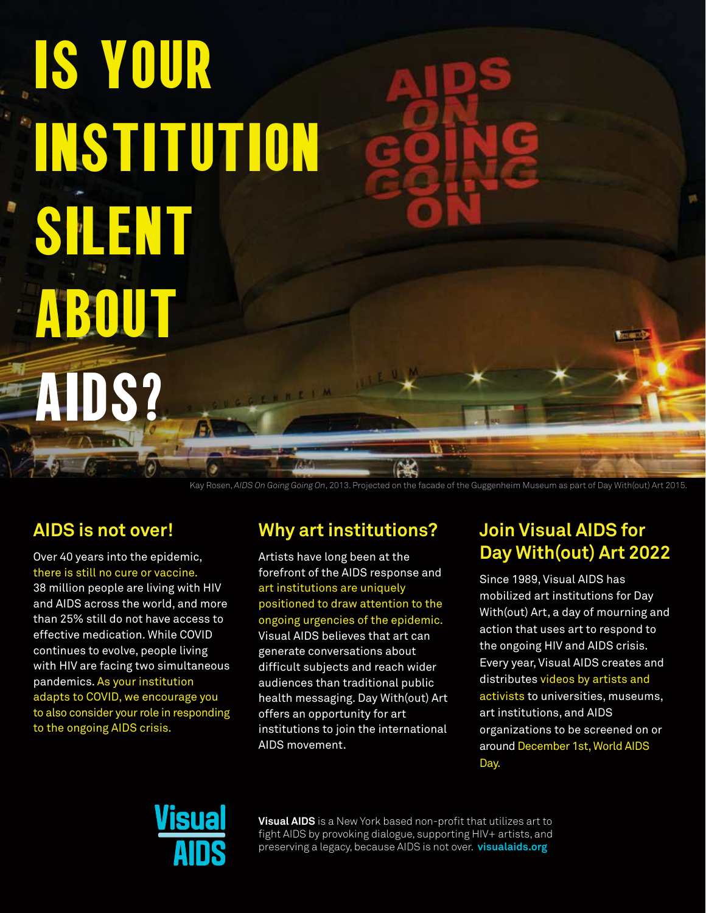# IS YOUR INSTITUTION SILENT ABOUT AIDS?

Kay Rosen, *AIDS On Going Going On*, 2013. Projected on the facade of the Guggenheim Museum as part of Day With(out) Art 2015.

## AIDS is not over!

Over 40 years into the epidemic, there is still no cure or vaccine. 38 million people are living with HIV and AIDS across the world, and more than 25% still do not have access to effective medication. While COVID continues to evolve, people living with HIV are facing two simultaneous pandemics. As your institution adapts to COVID, we encourage you to also consider your role in responding to the ongoing AIDS crisis.

## Why art institutions?

Artists have long been at the forefront of the AIDS response and art institutions are uniquely positioned to draw attention to the ongoing urgencies of the epidemic. Visual AIDS believes that art can generate conversations about difficult subjects and reach wider audiences than traditional public health messaging. Day With(out) Art offers an opportunity for art institutions to join the international AIDS movement.

## Join Visual AIDS for Day With(out) Art 2022

Since 1989, Visual AIDS has mobilized art institutions for Day With(out) Art, a day of mourning and action that uses art to respond to the ongoing HIV and AIDS crisis. Every year, Visual AIDS creates and distributes videos by artists and activists to universities, museums, art institutions, and AIDS organizations to be screened on or around December 1st, World AIDS Day.

Visual AIDS

**Visual AIDS** is a New York based non-profit that utilizes art to fight AIDS by provoking dialogue, supporting HIV+ artists, and preserving a legacy, because AIDS is not over. **visualaids.org**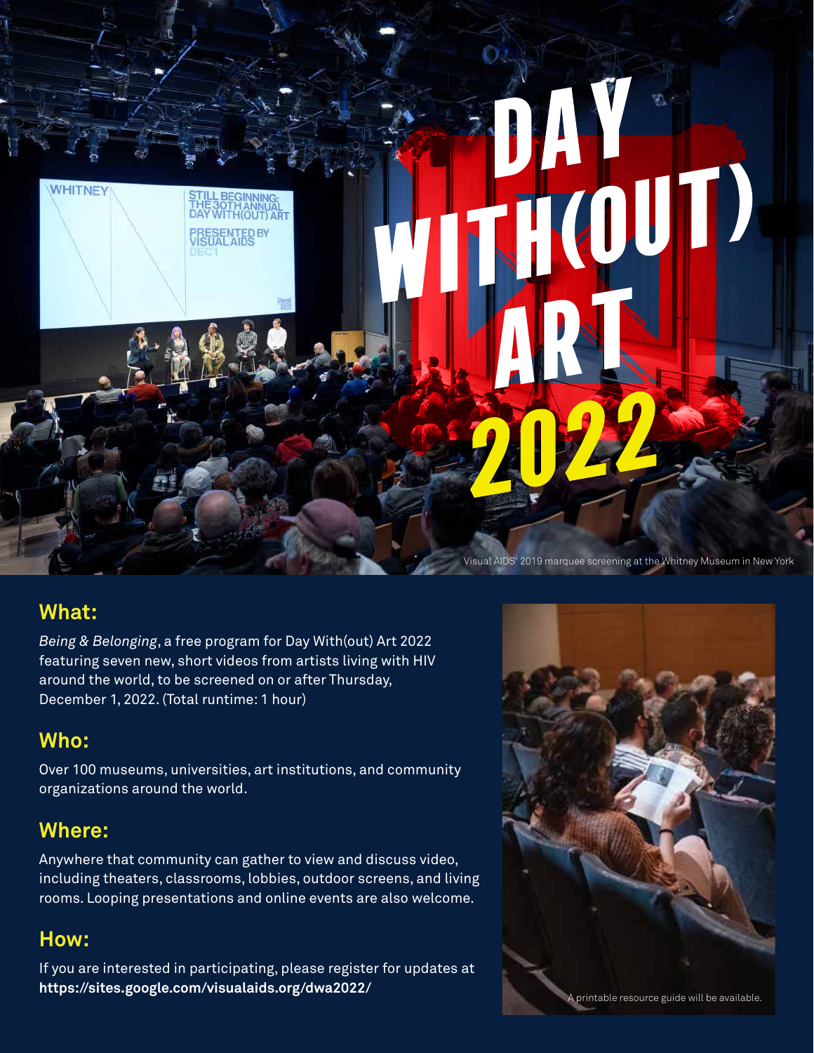# DAY WITH(OUT) ART 2022

Visual AIDS' 2019 marquee screening at the Whitney Museum in New York

## What:

*Being & Belonging*, a free program for Day With(out) Art 2022 featuring seven new, short videos from artists living with HIV around the world, to be screened on or after Thursday, December 1, 2022. (Total runtime: 1 hour)

## Who:

Over 100 museums, universities, art institutions, and community organizations around the world.

## Where:

Anywhere that community can gather to view and discuss video, including theaters, classrooms, lobbies, outdoor screens, and living rooms. Looping presentations and online events are also welcome.

## How:

If you are interested in participating, please register for updates at **https://sites.google.com/visualaids.org/dwa2022/**

A printable resource guide will be available.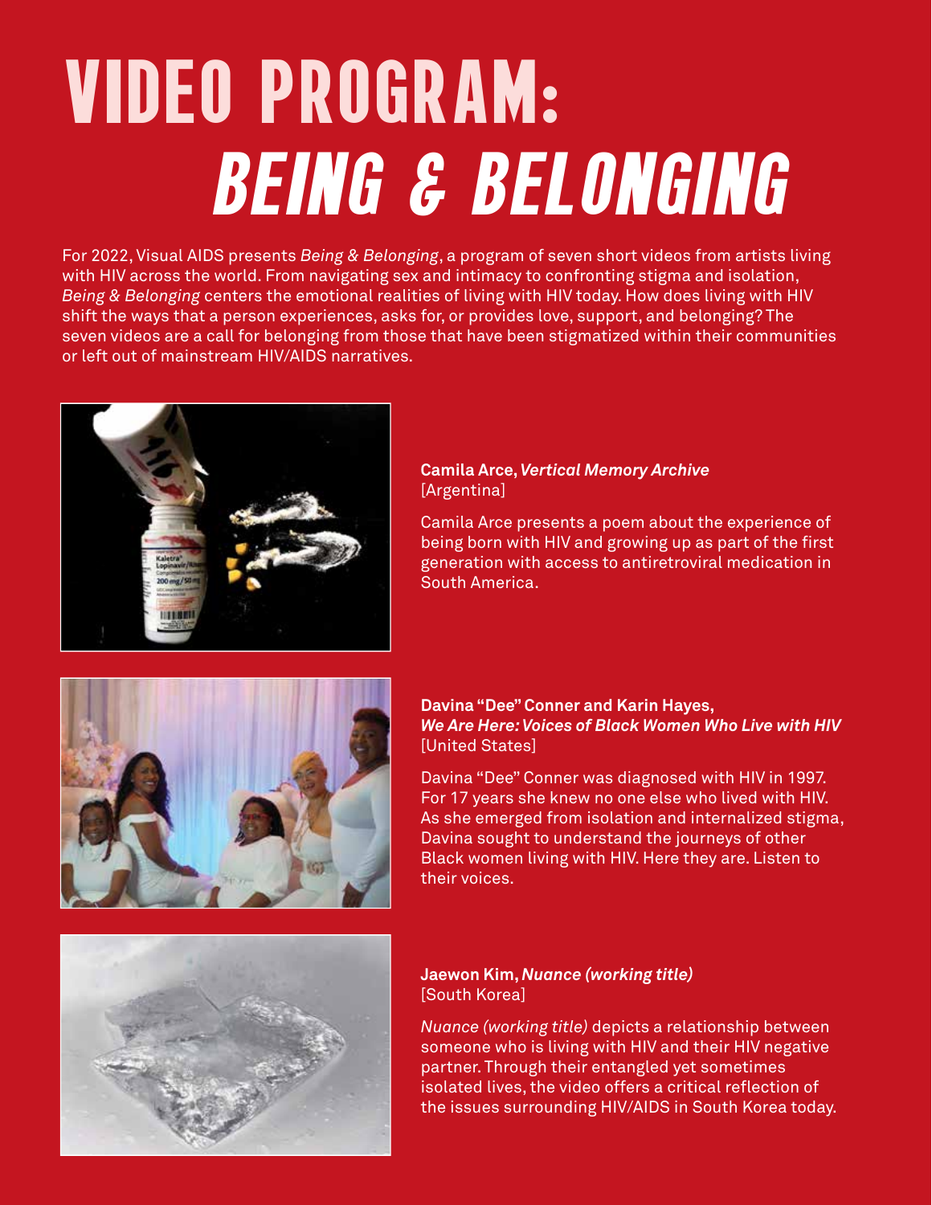# VIDEO PROGRAM: *BEING & BELONGING*

For 2022, Visual AIDS presents *Being & Belonging*, a program of seven short videos from artists living with HIV across the world. From navigating sex and intimacy to confronting stigma and isolation, *Being & Belonging* centers the emotional realities of living with HIV today. How does living with HIV shift the ways that a person experiences, asks for, or provides love, support, and belonging? The seven videos are a call for belonging from those that have been stigmatized within their communities or left out of mainstream HIV/AIDS narratives.

**Camila Arce, *Vertical Memory Archive***
[Argentina]

Camila Arce presents a poem about the experience of being born with HIV and growing up as part of the first generation with access to antiretroviral medication in South America.

**Davina "Dee" Conner and Karin Hayes, *We Are Here: Voices of Black Women Who Live with HIV***
[United States]

Davina "Dee" Conner was diagnosed with HIV in 1997. For 17 years she knew no one else who lived with HIV. As she emerged from isolation and internalized stigma, Davina sought to understand the journeys of other Black women living with HIV. Here they are. Listen to their voices.

**Jaewon Kim, *Nuance (working title)***
[South Korea]

*Nuance (working title)* depicts a relationship between someone who is living with HIV and their HIV negative partner. Through their entangled yet sometimes isolated lives, the video offers a critical reflection of the issues surrounding HIV/AIDS in South Korea today.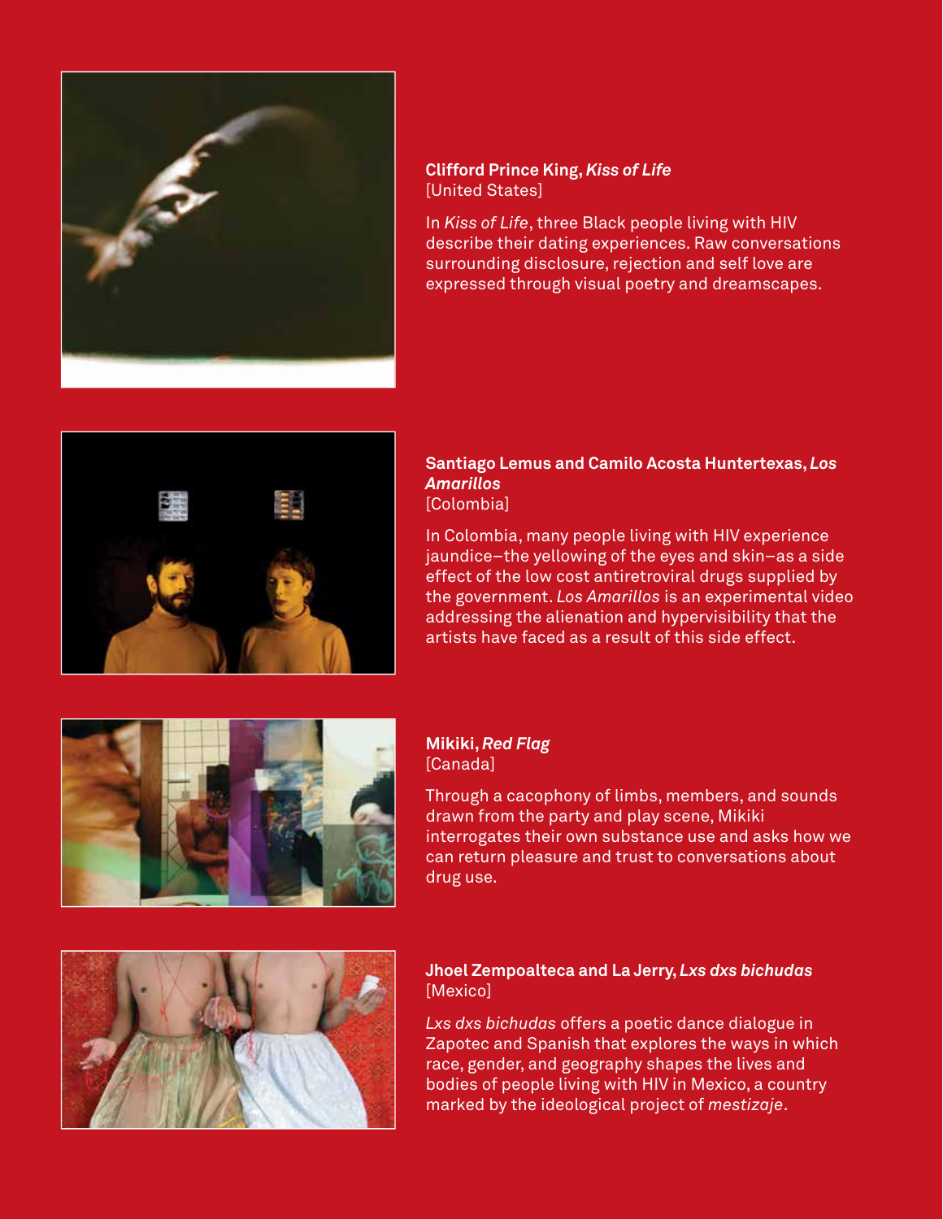**Clifford Prince King, *Kiss of Life***
[United States]

In *Kiss of Life*, three Black people living with HIV describe their dating experiences. Raw conversations surrounding disclosure, rejection and self love are expressed through visual poetry and dreamscapes.

**Santiago Lemus and Camilo Acosta Huntertexas, *Los Amarillos***
[Colombia]

In Colombia, many people living with HIV experience jaundice–the yellowing of the eyes and skin–as a side effect of the low cost antiretroviral drugs supplied by the government. *Los Amarillos* is an experimental video addressing the alienation and hypervisibility that the artists have faced as a result of this side effect.

**Mikiki, *Red Flag***
[Canada]

Through a cacophony of limbs, members, and sounds drawn from the party and play scene, Mikiki interrogates their own substance use and asks how we can return pleasure and trust to conversations about drug use.

**Jhoel Zempoalteca and La Jerry, *Lxs dxs bichudas***
[Mexico]

*Lxs dxs bichudas* offers a poetic dance dialogue in Zapotec and Spanish that explores the ways in which race, gender, and geography shapes the lives and bodies of people living with HIV in Mexico, a country marked by the ideological project of *mestizaje*.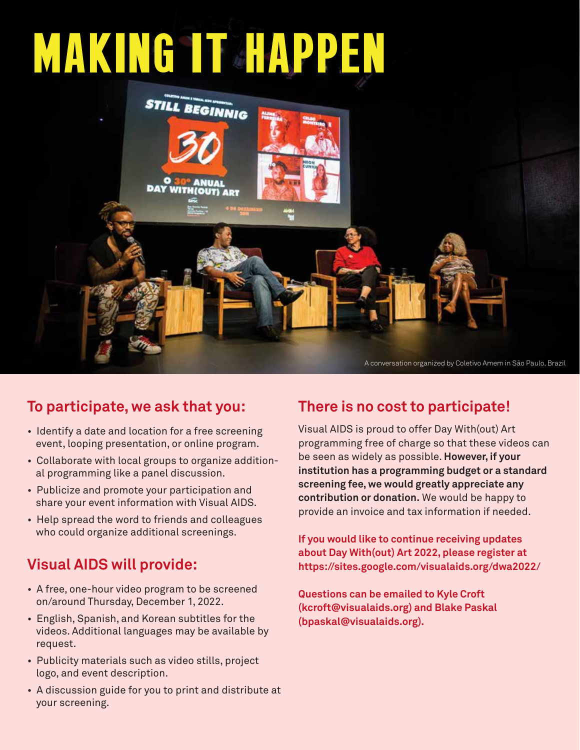# MAKING IT HAPPEN

A conversation organized by Coletivo Amem in São Paulo, Brazil

## To participate, we ask that you:

- Identify a date and location for a free screening event, looping presentation, or online program.
- Collaborate with local groups to organize additional programming like a panel discussion.
- Publicize and promote your participation and share your event information with Visual AIDS.
- Help spread the word to friends and colleagues who could organize additional screenings.

## Visual AIDS will provide:

- A free, one-hour video program to be screened on/around Thursday, December 1, 2022.
- English, Spanish, and Korean subtitles for the videos. Additional languages may be available by request.
- Publicity materials such as video stills, project logo, and event description.
- A discussion guide for you to print and distribute at your screening.

## There is no cost to participate!

Visual AIDS is proud to offer Day With(out) Art programming free of charge so that these videos can be seen as widely as possible. **However, if your institution has a programming budget or a standard screening fee, we would greatly appreciate any contribution or donation.** We would be happy to provide an invoice and tax information if needed.

**If you would like to continue receiving updates about Day With(out) Art 2022, please register at https://sites.google.com/visualaids.org/dwa2022/**

**Questions can be emailed to Kyle Croft (kcroft@visualaids.org) and Blake Paskal (bpaskal@visualaids.org).**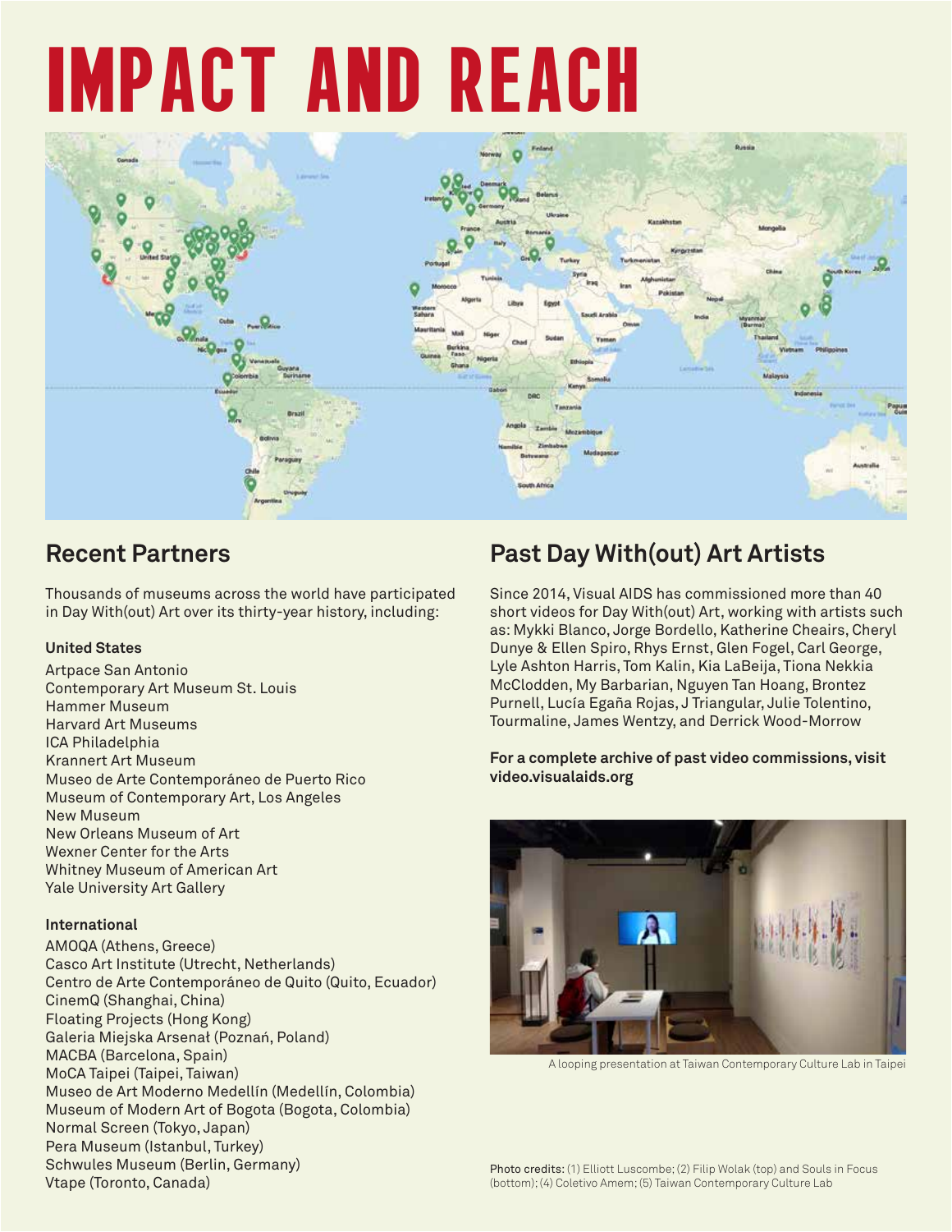# IMPACT AND REACH

## Recent Partners

Thousands of museums across the world have participated in Day With(out) Art over its thirty-year history, including:

**United States**

Artpace San Antonio
Contemporary Art Museum St. Louis
Hammer Museum
Harvard Art Museums
ICA Philadelphia
Krannert Art Museum
Museo de Arte Contemporáneo de Puerto Rico
Museum of Contemporary Art, Los Angeles
New Museum
New Orleans Museum of Art
Wexner Center for the Arts
Whitney Museum of American Art
Yale University Art Gallery

**International**

AMOQA (Athens, Greece)
Casco Art Institute (Utrecht, Netherlands)
Centro de Arte Contemporáneo de Quito (Quito, Ecuador)
CinemQ (Shanghai, China)
Floating Projects (Hong Kong)
Galeria Miejska Arsenał (Poznań, Poland)
MACBA (Barcelona, Spain)
MoCA Taipei (Taipei, Taiwan)
Museo de Art Moderno Medellín (Medellín, Colombia)
Museum of Modern Art of Bogota (Bogota, Colombia)
Normal Screen (Tokyo, Japan)
Pera Museum (Istanbul, Turkey)
Schwules Museum (Berlin, Germany)
Vtape (Toronto, Canada)

## Past Day With(out) Art Artists

Since 2014, Visual AIDS has commissioned more than 40 short videos for Day With(out) Art, working with artists such as: Mykki Blanco, Jorge Bordello, Katherine Cheairs, Cheryl Dunye & Ellen Spiro, Rhys Ernst, Glen Fogel, Carl George, Lyle Ashton Harris, Tom Kalin, Kia LaBeija, Tiona Nekkia McClodden, My Barbarian, Nguyen Tan Hoang, Brontez Purnell, Lucía Egaña Rojas, J Triangular, Julie Tolentino, Tourmaline, James Wentzy, and Derrick Wood-Morrow

**For a complete archive of past video commissions, visit video.visualaids.org**

A looping presentation at Taiwan Contemporary Culture Lab in Taipei

**Photo credits:** (1) Elliott Luscombe; (2) Filip Wolak (top) and Souls in Focus (bottom); (4) Coletivo Amem; (5) Taiwan Contemporary Culture Lab